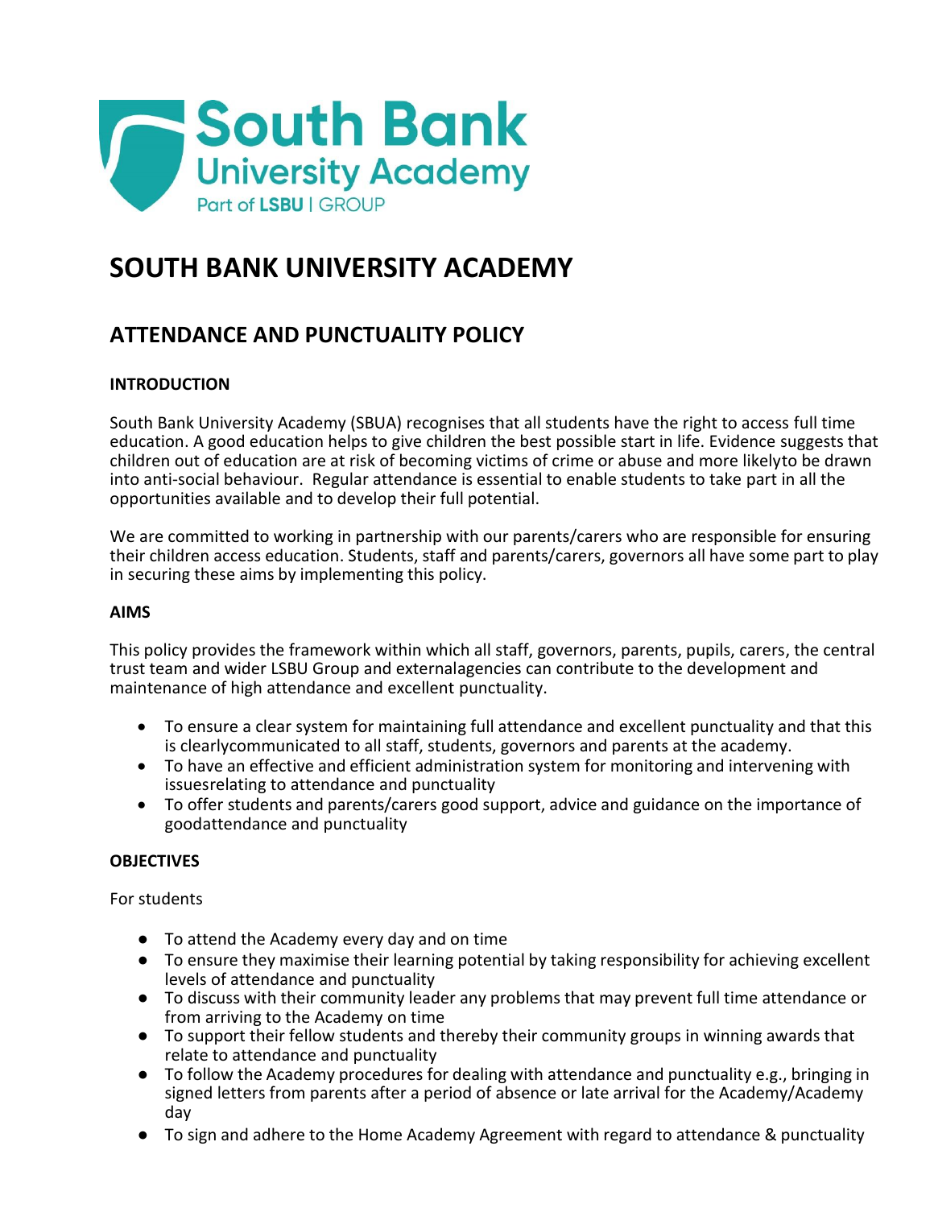# SOUTH BANK UNIVERSITY ACADEMY

## ATTENDANCE AND PUNCTUALITY POLICY

### INTRODUCTION

South Bank University Academy (SBUA) recognises that all students have the right to access full time education. A good education helps to give children the best possible start in life. Evidence suggests that children out of education are at risk of becoming victims of crime or abuse and more likelyto be drawn into anti-social behaviour. Regular attendance is essential to enable students to take part in all the opportunities available and to develop their full potential.

We are committed to working in partnership with our parents/carers who are responsible for ensuring their children access education. Students, staff and parents/carers, governors all have some part to play in securing these aims by implementing this policy.

### AIMS

This policy provides the framework within which all staff, governors, parents, pupils, carers, the central trust team and wider LSBU Group and externalagencies can contribute to the development and maintenance of high attendance and excellent punctuality.

- To ensure a clear system for maintaining full attendance and excellent punctuality and that this is clearlycommunicated to all staff, students, governors and parents at the academy.
- To have an effective and efficient administration system for monitoring and intervening with issuesrelating to attendance and punctuality
- To offer students and parents/carers good support, advice and guidance on the importance of goodattendance and punctuality

### OBJECTIVES

For students

- To attend the Academy every day and on time
- To ensure they maximise their learning potential by taking responsibility for achieving excellent levels of attendance and punctuality
- To discuss with their community leader any problems that may prevent full time attendance or from arriving to the Academy on time
- To support their fellow students and thereby their community groups in winning awards that relate to attendance and punctuality
- To follow the Academy procedures for dealing with attendance and punctuality e.g., bringing in signed letters from parents after a period of absence or late arrival for the Academy/Academy day
- To sign and adhere to the Home Academy Agreement with regard to attendance & punctuality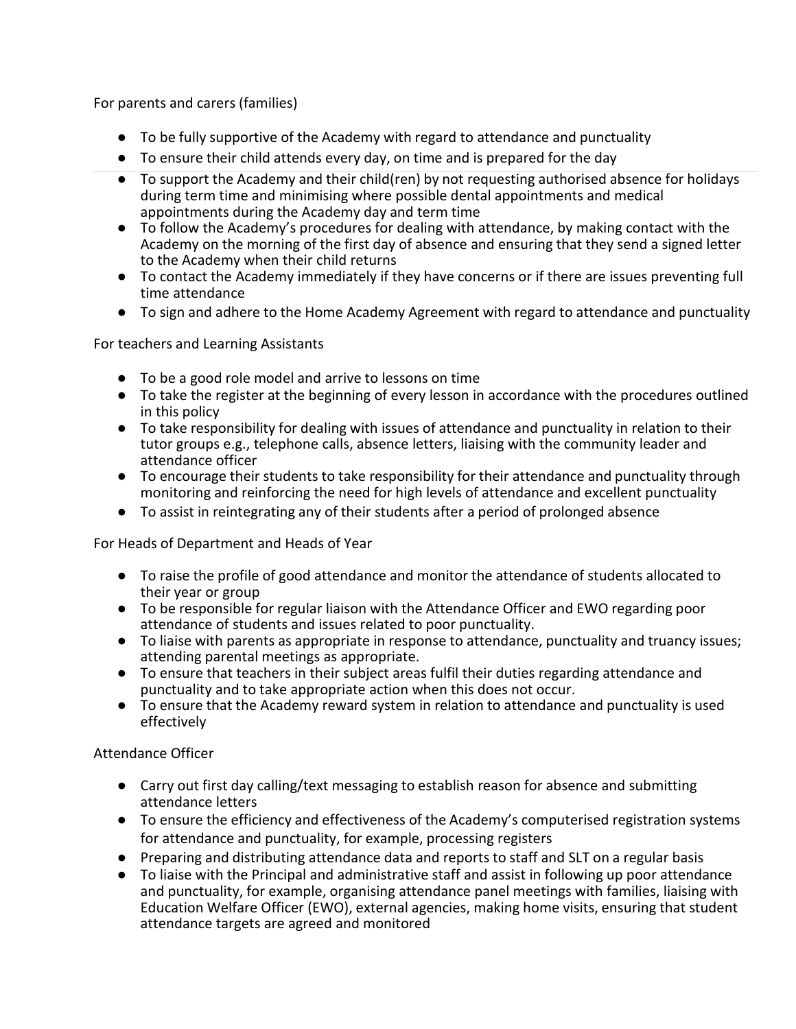For parents and carers (families)

- To be fully supportive of the Academy with regard to attendance and punctuality
- To ensure their child attends every day, on time and is prepared for the day
- To support the Academy and their child(ren) by not requesting authorised absence for holidays during term time and minimising where possible dental appointments and medical appointments during the Academy day and term time
- To follow the Academy's procedures for dealing with attendance, by making contact with the Academy on the morning of the first day of absence and ensuring that they send a signed letter to the Academy when their child returns
- To contact the Academy immediately if they have concerns or if there are issues preventing full time attendance
- To sign and adhere to the Home Academy Agreement with regard to attendance and punctuality

For teachers and Learning Assistants

- To be a good role model and arrive to lessons on time
- To take the register at the beginning of every lesson in accordance with the procedures outlined in this policy
- To take responsibility for dealing with issues of attendance and punctuality in relation to their tutor groups e.g., telephone calls, absence letters, liaising with the community leader and attendance officer
- To encourage their students to take responsibility for their attendance and punctuality through monitoring and reinforcing the need for high levels of attendance and excellent punctuality
- To assist in reintegrating any of their students after a period of prolonged absence

For Heads of Department and Heads of Year

- To raise the profile of good attendance and monitor the attendance of students allocated to their year or group
- To be responsible for regular liaison with the Attendance Officer and EWO regarding poor attendance of students and issues related to poor punctuality.
- To liaise with parents as appropriate in response to attendance, punctuality and truancy issues; attending parental meetings as appropriate.
- To ensure that teachers in their subject areas fulfil their duties regarding attendance and punctuality and to take appropriate action when this does not occur.
- To ensure that the Academy reward system in relation to attendance and punctuality is used effectively

Attendance Officer

- Carry out first day calling/text messaging to establish reason for absence and submitting attendance letters
- To ensure the efficiency and effectiveness of the Academy's computerised registration systems for attendance and punctuality, for example, processing registers
- Preparing and distributing attendance data and reports to staff and SLT on a regular basis
- To liaise with the Principal and administrative staff and assist in following up poor attendance and punctuality, for example, organising attendance panel meetings with families, liaising with Education Welfare Officer (EWO), external agencies, making home visits, ensuring that student attendance targets are agreed and monitored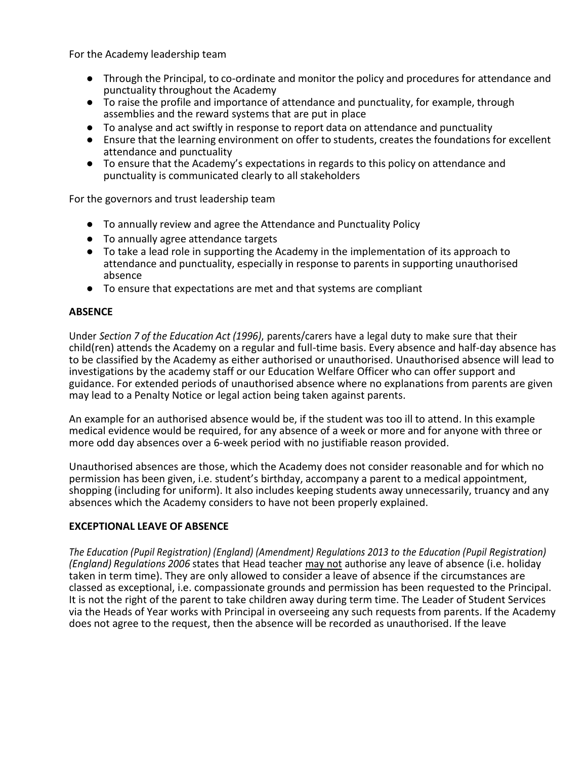For the Academy leadership team

- Through the Principal, to co-ordinate and monitor the policy and procedures for attendance and punctuality throughout the Academy
- To raise the profile and importance of attendance and punctuality, for example, through assemblies and the reward systems that are put in place
- To analyse and act swiftly in response to report data on attendance and punctuality
- Ensure that the learning environment on offer to students, creates the foundations for excellent attendance and punctuality
- To ensure that the Academy's expectations in regards to this policy on attendance and punctuality is communicated clearly to all stakeholders

For the governors and trust leadership team

- To annually review and agree the Attendance and Punctuality Policy
- To annually agree attendance targets
- To take a lead role in supporting the Academy in the implementation of its approach to attendance and punctuality, especially in response to parents in supporting unauthorised absence
- To ensure that expectations are met and that systems are compliant

**ABSENCE**

Under *Section 7 of the Education Act (1996)*, parents/carers have a legal duty to make sure that their child(ren) attends the Academy on a regular and full-time basis. Every absence and half-day absence has to be classified by the Academy as either authorised or unauthorised. Unauthorised absence will lead to investigations by the academy staff or our Education Welfare Officer who can offer support and guidance. For extended periods of unauthorised absence where no explanations from parents are given may lead to a Penalty Notice or legal action being taken against parents.

An example for an authorised absence would be, if the student was too ill to attend. In this example medical evidence would be required, for any absence of a week or more and for anyone with three or more odd day absences over a 6-week period with no justifiable reason provided.

Unauthorised absences are those, which the Academy does not consider reasonable and for which no permission has been given, i.e. student's birthday, accompany a parent to a medical appointment, shopping (including for uniform). It also includes keeping students away unnecessarily, truancy and any absences which the Academy considers to have not been properly explained.

**EXCEPTIONAL LEAVE OF ABSENCE**

*The Education (Pupil Registration) (England) (Amendment) Regulations 2013 to the Education (Pupil Registration) (England) Regulations 2006* states that Head teacher may not authorise any leave of absence (i.e. holiday taken in term time). They are only allowed to consider a leave of absence if the circumstances are classed as exceptional, i.e. compassionate grounds and permission has been requested to the Principal. It is not the right of the parent to take children away during term time. The Leader of Student Services via the Heads of Year works with Principal in overseeing any such requests from parents. If the Academy does not agree to the request, then the absence will be recorded as unauthorised. If the leave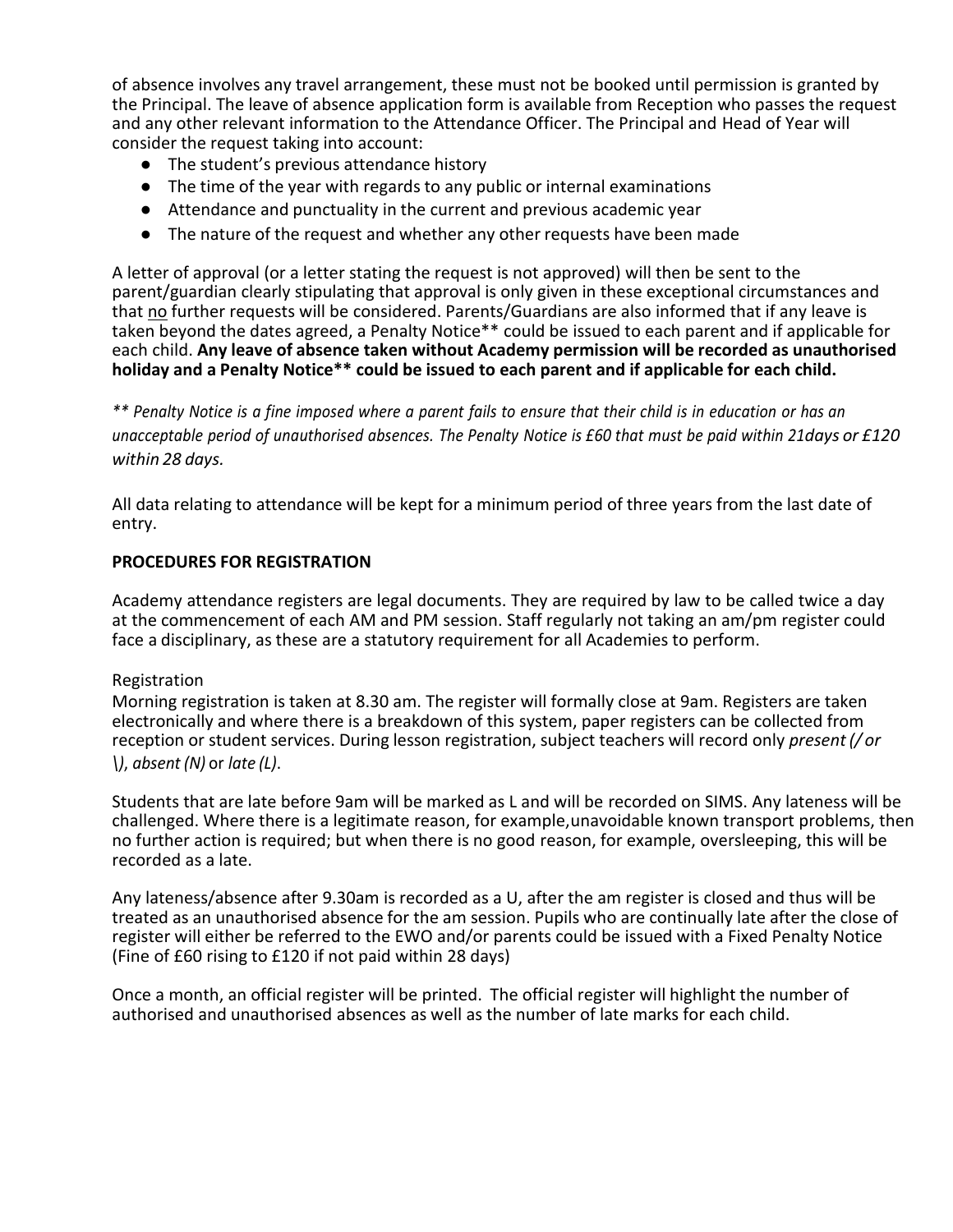of absence involves any travel arrangement, these must not be booked until permission is granted by the Principal. The leave of absence application form is available from Reception who passes the request and any other relevant information to the Attendance Officer. The Principal and Head of Year will consider the request taking into account:

- The student's previous attendance history
- The time of the year with regards to any public or internal examinations
- Attendance and punctuality in the current and previous academic year
- The nature of the request and whether any other requests have been made

A letter of approval (or a letter stating the request is not approved) will then be sent to the parent/guardian clearly stipulating that approval is only given in these exceptional circumstances and that no further requests will be considered. Parents/Guardians are also informed that if any leave is taken beyond the dates agreed, a Penalty Notice** could be issued to each parent and if applicable for each child. **Any leave of absence taken without Academy permission will be recorded as unauthorised holiday and a Penalty Notice** could be issued to each parent and if applicable for each child.**

*** Penalty Notice is a fine imposed where a parent fails to ensure that their child is in education or has an unacceptable period of unauthorised absences. The Penalty Notice is £60 that must be paid within 21days or £120 within 28 days.*

All data relating to attendance will be kept for a minimum period of three years from the last date of entry.

**PROCEDURES FOR REGISTRATION**

Academy attendance registers are legal documents. They are required by law to be called twice a day at the commencement of each AM and PM session. Staff regularly not taking an am/pm register could face a disciplinary, as these are a statutory requirement for all Academies to perform.

Registration

Morning registration is taken at 8.30 am. The register will formally close at 9am. Registers are taken electronically and where there is a breakdown of this system, paper registers can be collected from reception or student services. During lesson registration, subject teachers will record only *present (/ or \), absent (N)* or *late (L)*.

Students that are late before 9am will be marked as L and will be recorded on SIMS. Any lateness will be challenged. Where there is a legitimate reason, for example,unavoidable known transport problems, then no further action is required; but when there is no good reason, for example, oversleeping, this will be recorded as a late.

Any lateness/absence after 9.30am is recorded as a U, after the am register is closed and thus will be treated as an unauthorised absence for the am session. Pupils who are continually late after the close of register will either be referred to the EWO and/or parents could be issued with a Fixed Penalty Notice (Fine of £60 rising to £120 if not paid within 28 days)

Once a month, an official register will be printed. The official register will highlight the number of authorised and unauthorised absences as well as the number of late marks for each child.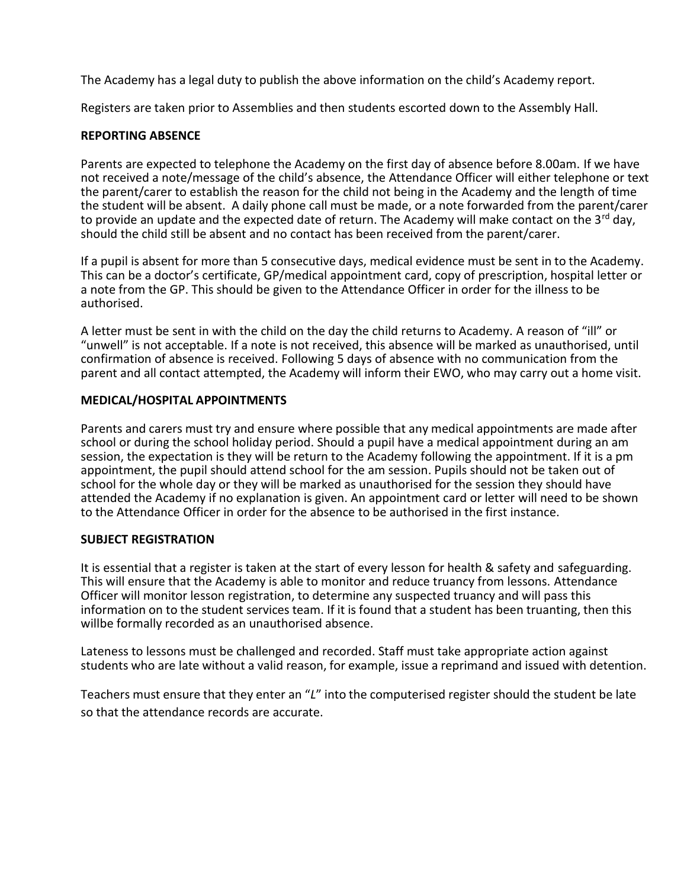The Academy has a legal duty to publish the above information on the child's Academy report.

Registers are taken prior to Assemblies and then students escorted down to the Assembly Hall.

**REPORTING ABSENCE**

Parents are expected to telephone the Academy on the first day of absence before 8.00am. If we have not received a note/message of the child's absence, the Attendance Officer will either telephone or text the parent/carer to establish the reason for the child not being in the Academy and the length of time the student will be absent. A daily phone call must be made, or a note forwarded from the parent/carer to provide an update and the expected date of return. The Academy will make contact on the 3rd day, should the child still be absent and no contact has been received from the parent/carer.

If a pupil is absent for more than 5 consecutive days, medical evidence must be sent in to the Academy. This can be a doctor's certificate, GP/medical appointment card, copy of prescription, hospital letter or a note from the GP. This should be given to the Attendance Officer in order for the illness to be authorised.

A letter must be sent in with the child on the day the child returns to Academy. A reason of "ill" or "unwell" is not acceptable. If a note is not received, this absence will be marked as unauthorised, until confirmation of absence is received. Following 5 days of absence with no communication from the parent and all contact attempted, the Academy will inform their EWO, who may carry out a home visit.

**MEDICAL/HOSPITAL APPOINTMENTS**

Parents and carers must try and ensure where possible that any medical appointments are made after school or during the school holiday period. Should a pupil have a medical appointment during an am session, the expectation is they will be return to the Academy following the appointment. If it is a pm appointment, the pupil should attend school for the am session. Pupils should not be taken out of school for the whole day or they will be marked as unauthorised for the session they should have attended the Academy if no explanation is given. An appointment card or letter will need to be shown to the Attendance Officer in order for the absence to be authorised in the first instance.

**SUBJECT REGISTRATION**

It is essential that a register is taken at the start of every lesson for health & safety and safeguarding. This will ensure that the Academy is able to monitor and reduce truancy from lessons. Attendance Officer will monitor lesson registration, to determine any suspected truancy and will pass this information on to the student services team. If it is found that a student has been truanting, then this willbe formally recorded as an unauthorised absence.

Lateness to lessons must be challenged and recorded. Staff must take appropriate action against students who are late without a valid reason, for example, issue a reprimand and issued with detention.

Teachers must ensure that they enter an "*L*" into the computerised register should the student be late so that the attendance records are accurate.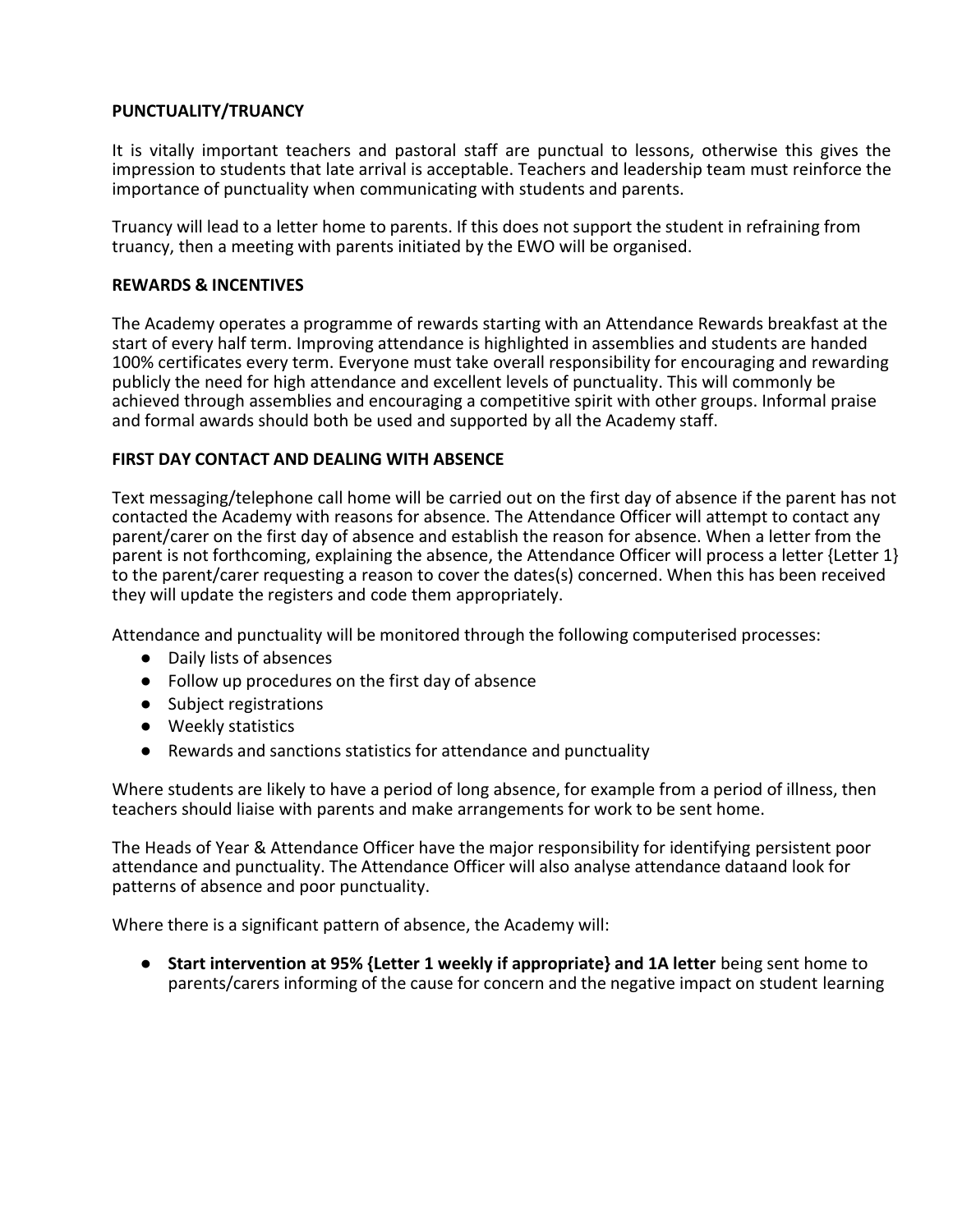**PUNCTUALITY/TRUANCY**

It is vitally important teachers and pastoral staff are punctual to lessons, otherwise this gives the impression to students that late arrival is acceptable. Teachers and leadership team must reinforce the importance of punctuality when communicating with students and parents.

Truancy will lead to a letter home to parents. If this does not support the student in refraining from truancy, then a meeting with parents initiated by the EWO will be organised.

**REWARDS & INCENTIVES**

The Academy operates a programme of rewards starting with an Attendance Rewards breakfast at the start of every half term. Improving attendance is highlighted in assemblies and students are handed 100% certificates every term. Everyone must take overall responsibility for encouraging and rewarding publicly the need for high attendance and excellent levels of punctuality. This will commonly be achieved through assemblies and encouraging a competitive spirit with other groups. Informal praise and formal awards should both be used and supported by all the Academy staff.

**FIRST DAY CONTACT AND DEALING WITH ABSENCE**

Text messaging/telephone call home will be carried out on the first day of absence if the parent has not contacted the Academy with reasons for absence. The Attendance Officer will attempt to contact any parent/carer on the first day of absence and establish the reason for absence. When a letter from the parent is not forthcoming, explaining the absence, the Attendance Officer will process a letter {Letter 1} to the parent/carer requesting a reason to cover the dates(s) concerned. When this has been received they will update the registers and code them appropriately.

Attendance and punctuality will be monitored through the following computerised processes:

- Daily lists of absences
- Follow up procedures on the first day of absence
- Subject registrations
- Weekly statistics
- Rewards and sanctions statistics for attendance and punctuality

Where students are likely to have a period of long absence, for example from a period of illness, then teachers should liaise with parents and make arrangements for work to be sent home.

The Heads of Year & Attendance Officer have the major responsibility for identifying persistent poor attendance and punctuality. The Attendance Officer will also analyse attendance dataand look for patterns of absence and poor punctuality.

Where there is a significant pattern of absence, the Academy will:

- **Start intervention at 95% {Letter 1 weekly if appropriate} and 1A letter** being sent home to parents/carers informing of the cause for concern and the negative impact on student learning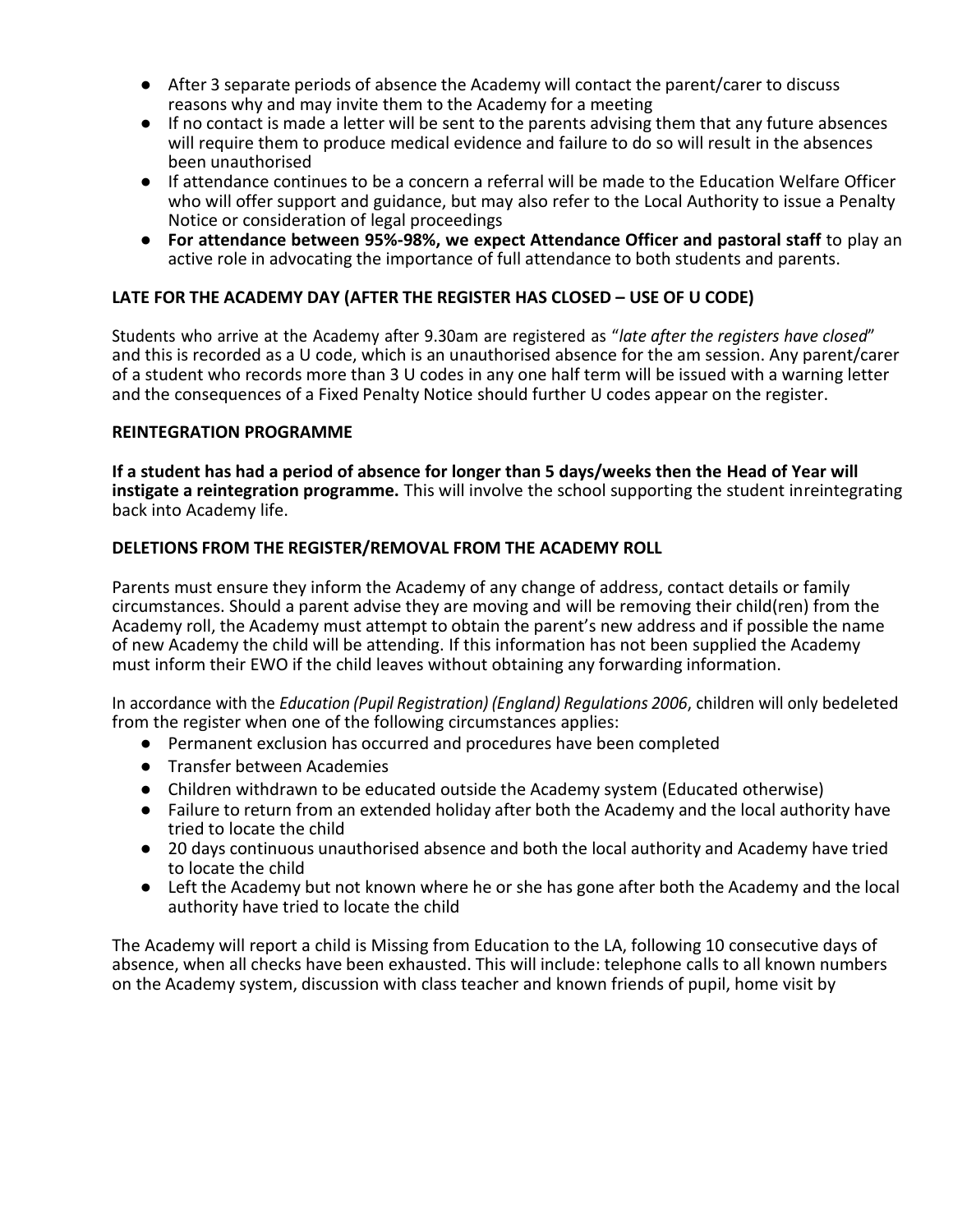- After 3 separate periods of absence the Academy will contact the parent/carer to discuss reasons why and may invite them to the Academy for a meeting
- If no contact is made a letter will be sent to the parents advising them that any future absences will require them to produce medical evidence and failure to do so will result in the absences been unauthorised
- If attendance continues to be a concern a referral will be made to the Education Welfare Officer who will offer support and guidance, but may also refer to the Local Authority to issue a Penalty Notice or consideration of legal proceedings
- **For attendance between 95%-98%, we expect Attendance Officer and pastoral staff** to play an active role in advocating the importance of full attendance to both students and parents.

**LATE FOR THE ACADEMY DAY (AFTER THE REGISTER HAS CLOSED – USE OF U CODE)**

Students who arrive at the Academy after 9.30am are registered as "*late after the registers have closed*" and this is recorded as a U code, which is an unauthorised absence for the am session. Any parent/carer of a student who records more than 3 U codes in any one half term will be issued with a warning letter and the consequences of a Fixed Penalty Notice should further U codes appear on the register.

**REINTEGRATION PROGRAMME**

**If a student has had a period of absence for longer than 5 days/weeks then the Head of Year will instigate a reintegration programme.** This will involve the school supporting the student inreintegrating back into Academy life.

**DELETIONS FROM THE REGISTER/REMOVAL FROM THE ACADEMY ROLL**

Parents must ensure they inform the Academy of any change of address, contact details or family circumstances. Should a parent advise they are moving and will be removing their child(ren) from the Academy roll, the Academy must attempt to obtain the parent's new address and if possible the name of new Academy the child will be attending. If this information has not been supplied the Academy must inform their EWO if the child leaves without obtaining any forwarding information.

In accordance with the *Education (Pupil Registration) (England) Regulations 2006*, children will only bedeleted from the register when one of the following circumstances applies:

- Permanent exclusion has occurred and procedures have been completed
- Transfer between Academies
- Children withdrawn to be educated outside the Academy system (Educated otherwise)
- Failure to return from an extended holiday after both the Academy and the local authority have tried to locate the child
- 20 days continuous unauthorised absence and both the local authority and Academy have tried to locate the child
- Left the Academy but not known where he or she has gone after both the Academy and the local authority have tried to locate the child

The Academy will report a child is Missing from Education to the LA, following 10 consecutive days of absence, when all checks have been exhausted. This will include: telephone calls to all known numbers on the Academy system, discussion with class teacher and known friends of pupil, home visit by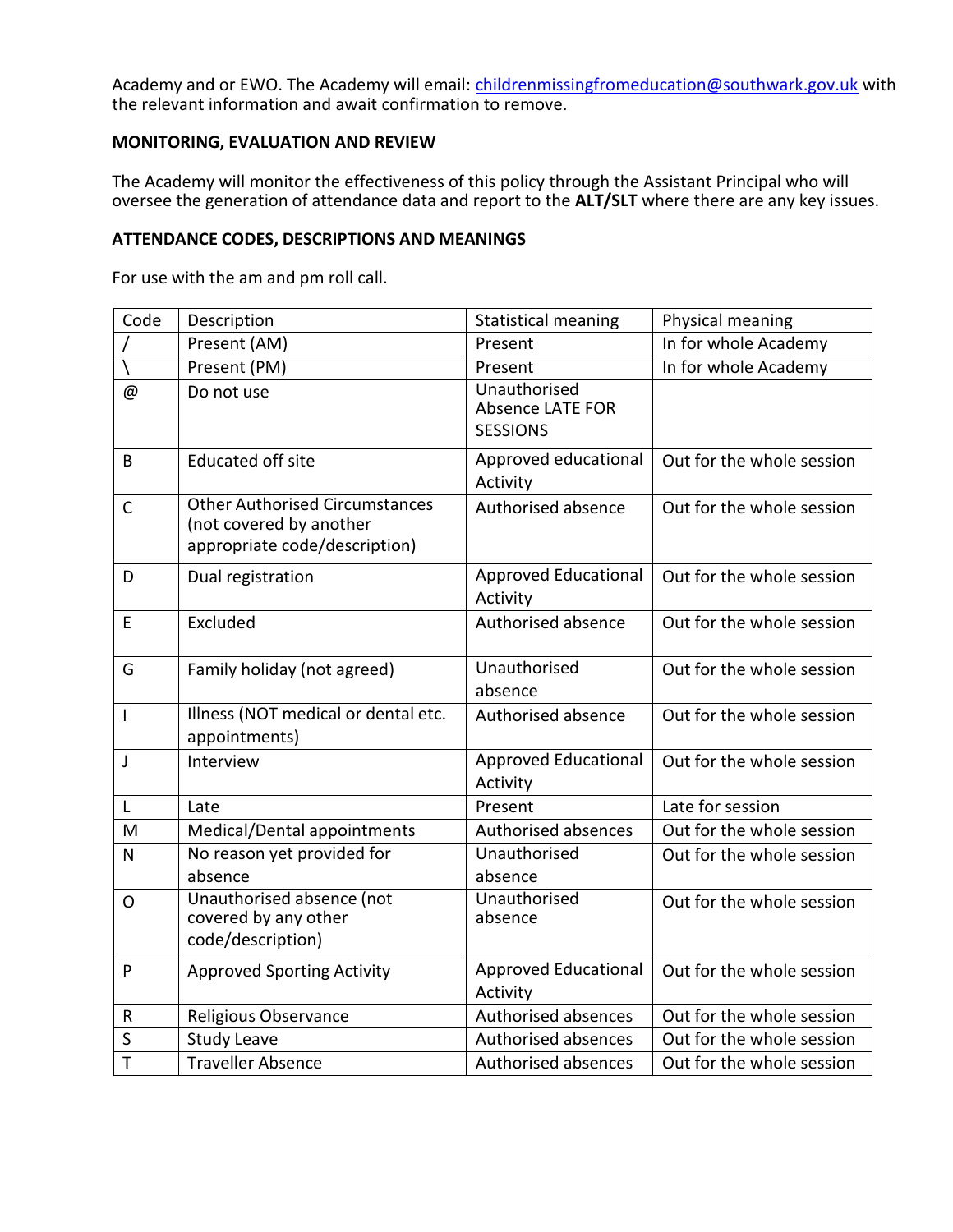Academy and or EWO. The Academy will email: childrenmissingfromeducation@southwark.gov.uk with the relevant information and await confirmation to remove.

**MONITORING, EVALUATION AND REVIEW**

The Academy will monitor the effectiveness of this policy through the Assistant Principal who will oversee the generation of attendance data and report to the **ALT/SLT** where there are any key issues.

**ATTENDANCE CODES, DESCRIPTIONS AND MEANINGS**

For use with the am and pm roll call.

| Code | Description | Statistical meaning | Physical meaning |
|---|---|---|---|
| / | Present (AM) | Present | In for whole Academy |
| \ | Present (PM) | Present | In for whole Academy |
| @ | Do not use | Unauthorised Absence LATE FOR SESSIONS | |
| B | Educated off site | Approved educational Activity | Out for the whole session |
| C | Other Authorised Circumstances (not covered by another appropriate code/description) | Authorised absence | Out for the whole session |
| D | Dual registration | Approved Educational Activity | Out for the whole session |
| E | Excluded | Authorised absence | Out for the whole session |
| G | Family holiday (not agreed) | Unauthorised absence | Out for the whole session |
| I | Illness (NOT medical or dental etc. appointments) | Authorised absence | Out for the whole session |
| J | Interview | Approved Educational Activity | Out for the whole session |
| L | Late | Present | Late for session |
| M | Medical/Dental appointments | Authorised absences | Out for the whole session |
| N | No reason yet provided for absence | Unauthorised absence | Out for the whole session |
| O | Unauthorised absence (not covered by any other code/description) | Unauthorised absence | Out for the whole session |
| P | Approved Sporting Activity | Approved Educational Activity | Out for the whole session |
| R | Religious Observance | Authorised absences | Out for the whole session |
| S | Study Leave | Authorised absences | Out for the whole session |
| T | Traveller Absence | Authorised absences | Out for the whole session |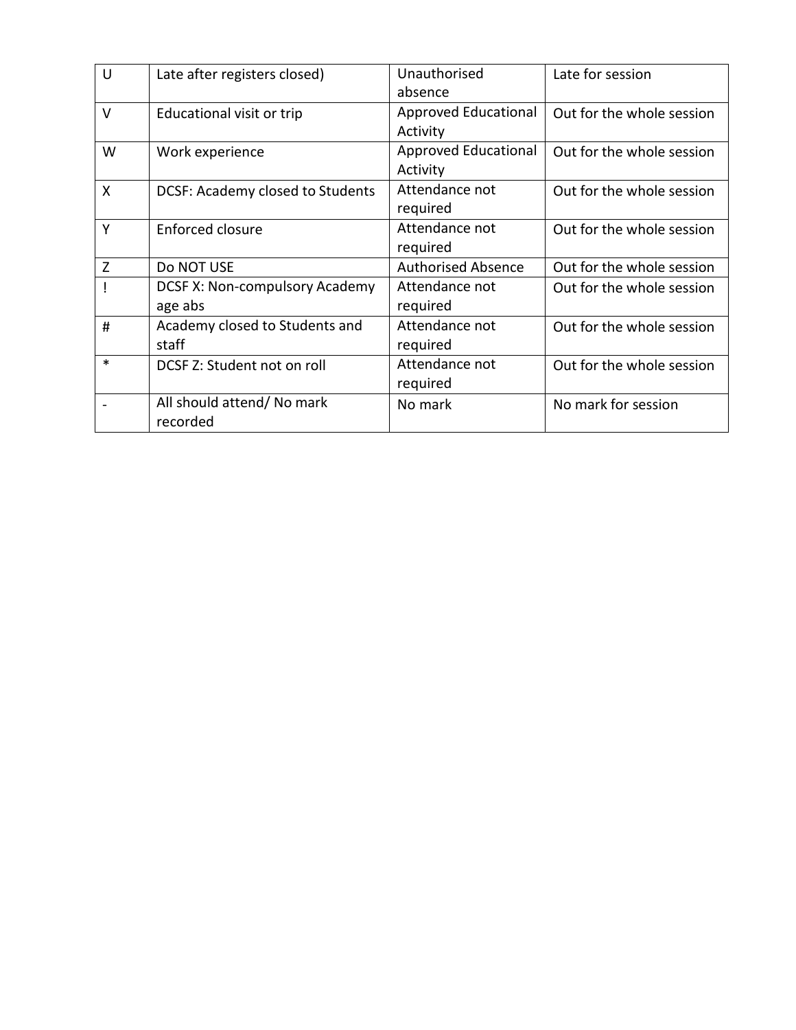| U | Late after registers closed) | Unauthorised absence | Late for session |
|---|---|---|---|
| V | Educational visit or trip | Approved Educational Activity | Out for the whole session |
| W | Work experience | Approved Educational Activity | Out for the whole session |
| X | DCSF: Academy closed to Students | Attendance not required | Out for the whole session |
| Y | Enforced closure | Attendance not required | Out for the whole session |
| Z | Do NOT USE | Authorised Absence | Out for the whole session |
| ! | DCSF X: Non-compulsory Academy age abs | Attendance not required | Out for the whole session |
| # | Academy closed to Students and staff | Attendance not required | Out for the whole session |
| * | DCSF Z: Student not on roll | Attendance not required | Out for the whole session |
| - | All should attend/ No mark recorded | No mark | No mark for session |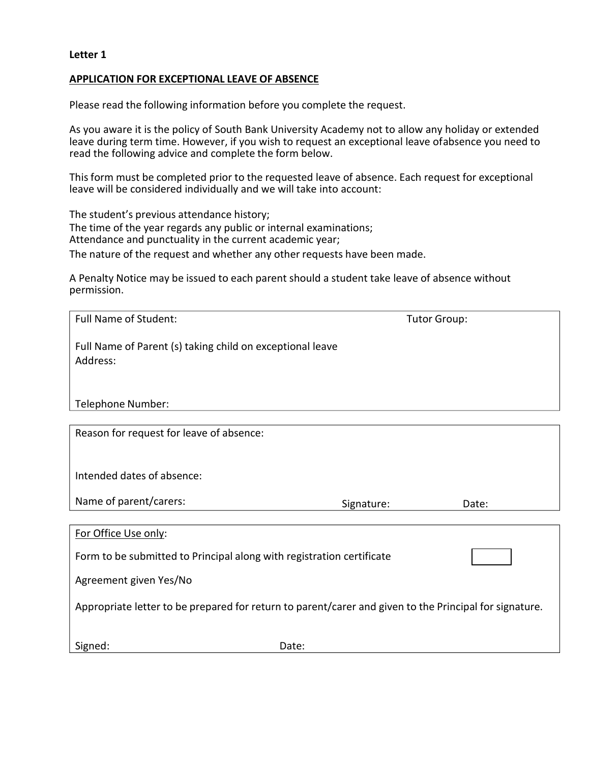**Letter 1**

**APPLICATION FOR EXCEPTIONAL LEAVE OF ABSENCE**

Please read the following information before you complete the request.

As you aware it is the policy of South Bank University Academy not to allow any holiday or extended leave during term time. However, if you wish to request an exceptional leave ofabsence you need to read the following advice and complete the form below.

This form must be completed prior to the requested leave of absence. Each request for exceptional leave will be considered individually and we will take into account:

The student's previous attendance history;
The time of the year regards any public or internal examinations;
Attendance and punctuality in the current academic year;
The nature of the request and whether any other requests have been made.

A Penalty Notice may be issued to each parent should a student take leave of absence without permission.

| Full Name of Student: | Tutor Group: |
|---|---|
| Full Name of Parent (s) taking child on exceptional leave | |
| Address: | |
| Telephone Number: | |

| Reason for request for leave of absence: | | |
|---|---|---|
| Intended dates of absence: | | |
| Name of parent/carers: | Signature: | Date: |

| For Office Use only: | |
|---|---|
| Form to be submitted to Principal along with registration certificate | ☐ |
| Agreement given Yes/No | |
| Appropriate letter to be prepared for return to parent/carer and given to the Principal for signature. | |
| Signed: | Date: |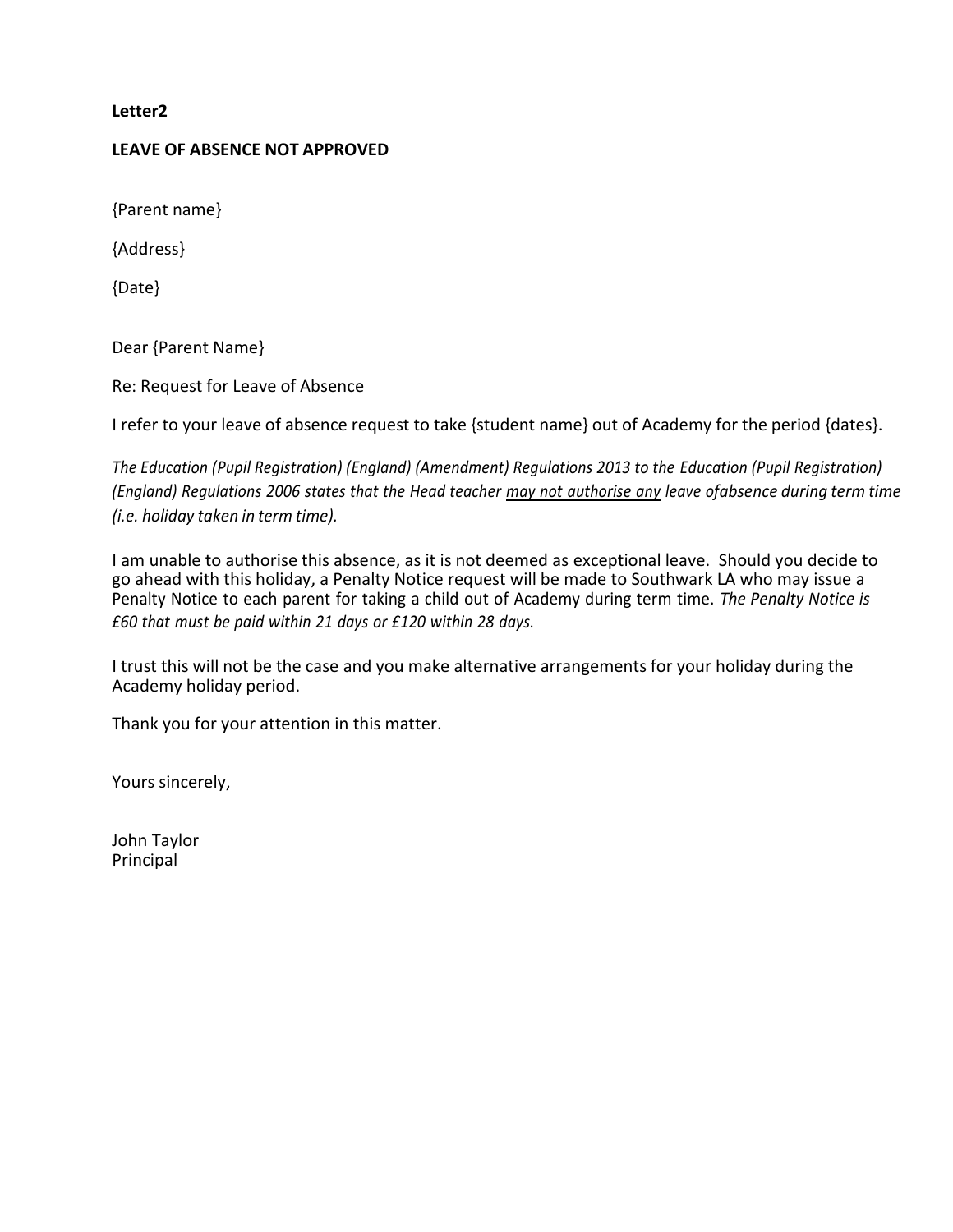**Letter2**

**LEAVE OF ABSENCE NOT APPROVED**

{Parent name}

{Address}

{Date}

Dear {Parent Name}

Re: Request for Leave of Absence

I refer to your leave of absence request to take {student name} out of Academy for the period {dates}.

*The Education (Pupil Registration) (England) (Amendment) Regulations 2013 to the Education (Pupil Registration) (England) Regulations 2006 states that the Head teacher <u>may not authorise any</u> leave ofabsence during term time (i.e. holiday taken in term time).*

I am unable to authorise this absence, as it is not deemed as exceptional leave. Should you decide to go ahead with this holiday, a Penalty Notice request will be made to Southwark LA who may issue a Penalty Notice to each parent for taking a child out of Academy during term time. *The Penalty Notice is £60 that must be paid within 21 days or £120 within 28 days.*

I trust this will not be the case and you make alternative arrangements for your holiday during the Academy holiday period.

Thank you for your attention in this matter.

Yours sincerely,

John Taylor
Principal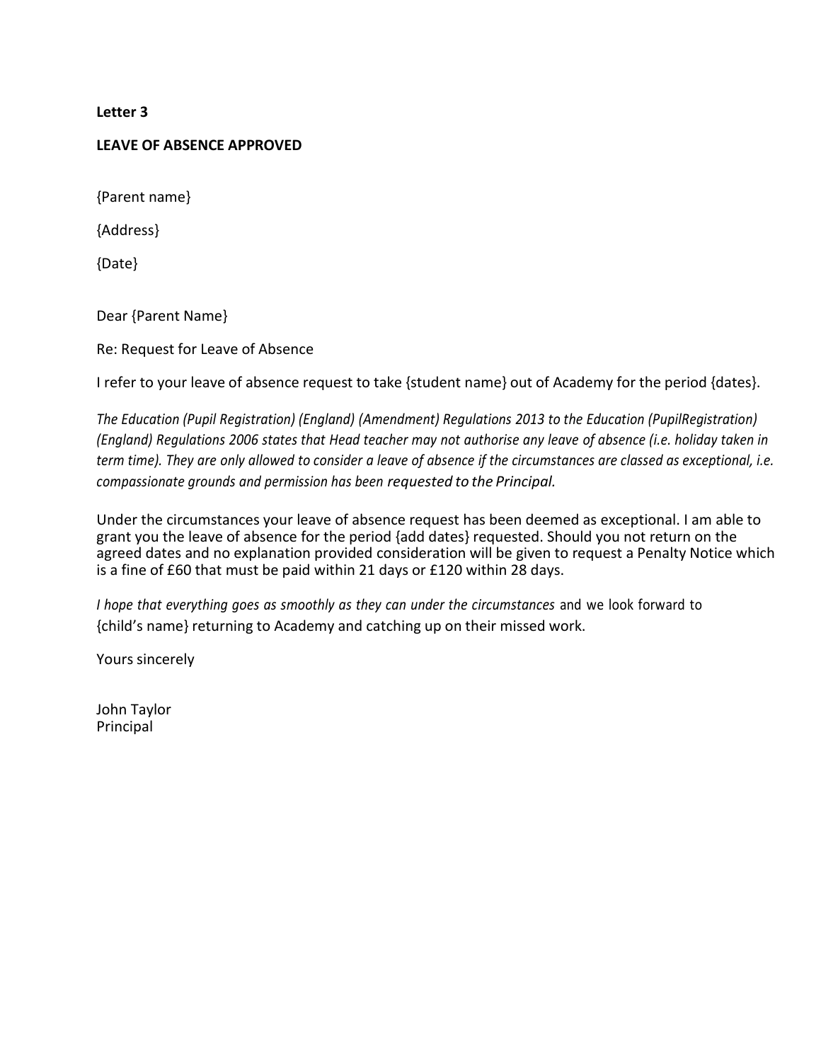**Letter 3**

**LEAVE OF ABSENCE APPROVED**

{Parent name}

{Address}

{Date}

Dear {Parent Name}

Re: Request for Leave of Absence

I refer to your leave of absence request to take {student name} out of Academy for the period {dates}.

*The Education (Pupil Registration) (England) (Amendment) Regulations 2013 to the Education (PupilRegistration) (England) Regulations 2006 states that Head teacher may not authorise any leave of absence (i.e. holiday taken in term time). They are only allowed to consider a leave of absence if the circumstances are classed as exceptional, i.e. compassionate grounds and permission has been requested to the Principal.*

Under the circumstances your leave of absence request has been deemed as exceptional. I am able to grant you the leave of absence for the period {add dates} requested. Should you not return on the agreed dates and no explanation provided consideration will be given to request a Penalty Notice which is a fine of £60 that must be paid within 21 days or £120 within 28 days.

*I hope that everything goes as smoothly as they can under the circumstances* and we look forward to {child's name} returning to Academy and catching up on their missed work.

Yours sincerely

John Taylor
Principal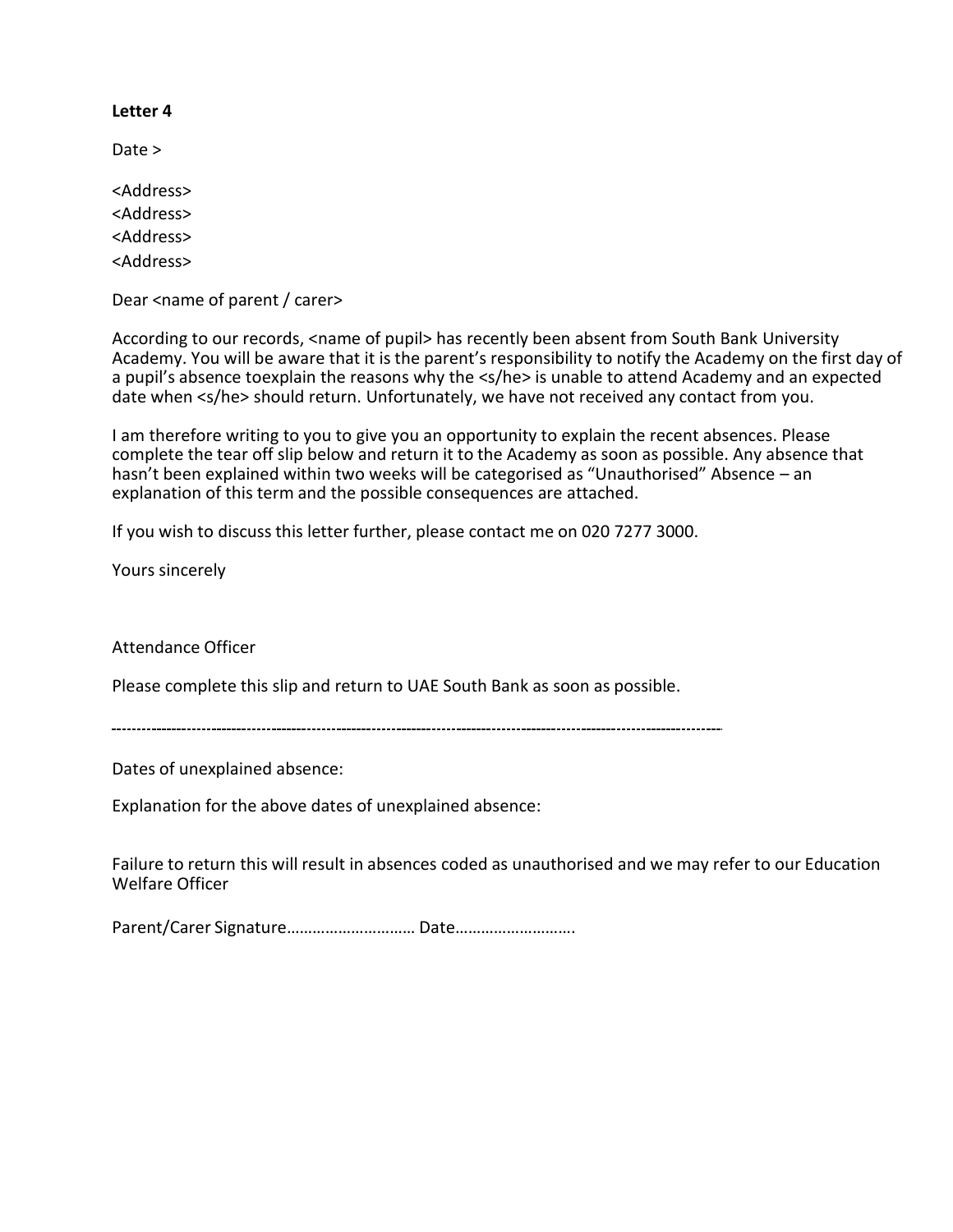**Letter 4**

Date >

<Address>
<Address>
<Address>
<Address>

Dear <name of parent / carer>

According to our records, <name of pupil> has recently been absent from South Bank University Academy. You will be aware that it is the parent's responsibility to notify the Academy on the first day of a pupil's absence toexplain the reasons why the <s/he> is unable to attend Academy and an expected date when <s/he> should return. Unfortunately, we have not received any contact from you.

I am therefore writing to you to give you an opportunity to explain the recent absences. Please complete the tear off slip below and return it to the Academy as soon as possible. Any absence that hasn't been explained within two weeks will be categorised as "Unauthorised" Absence – an explanation of this term and the possible consequences are attached.

If you wish to discuss this letter further, please contact me on 020 7277 3000.

Yours sincerely

Attendance Officer

Please complete this slip and return to UAE South Bank as soon as possible.

---

Dates of unexplained absence:

Explanation for the above dates of unexplained absence:

Failure to return this will result in absences coded as unauthorised and we may refer to our Education Welfare Officer

Parent/Carer Signature………………………… Date……………………….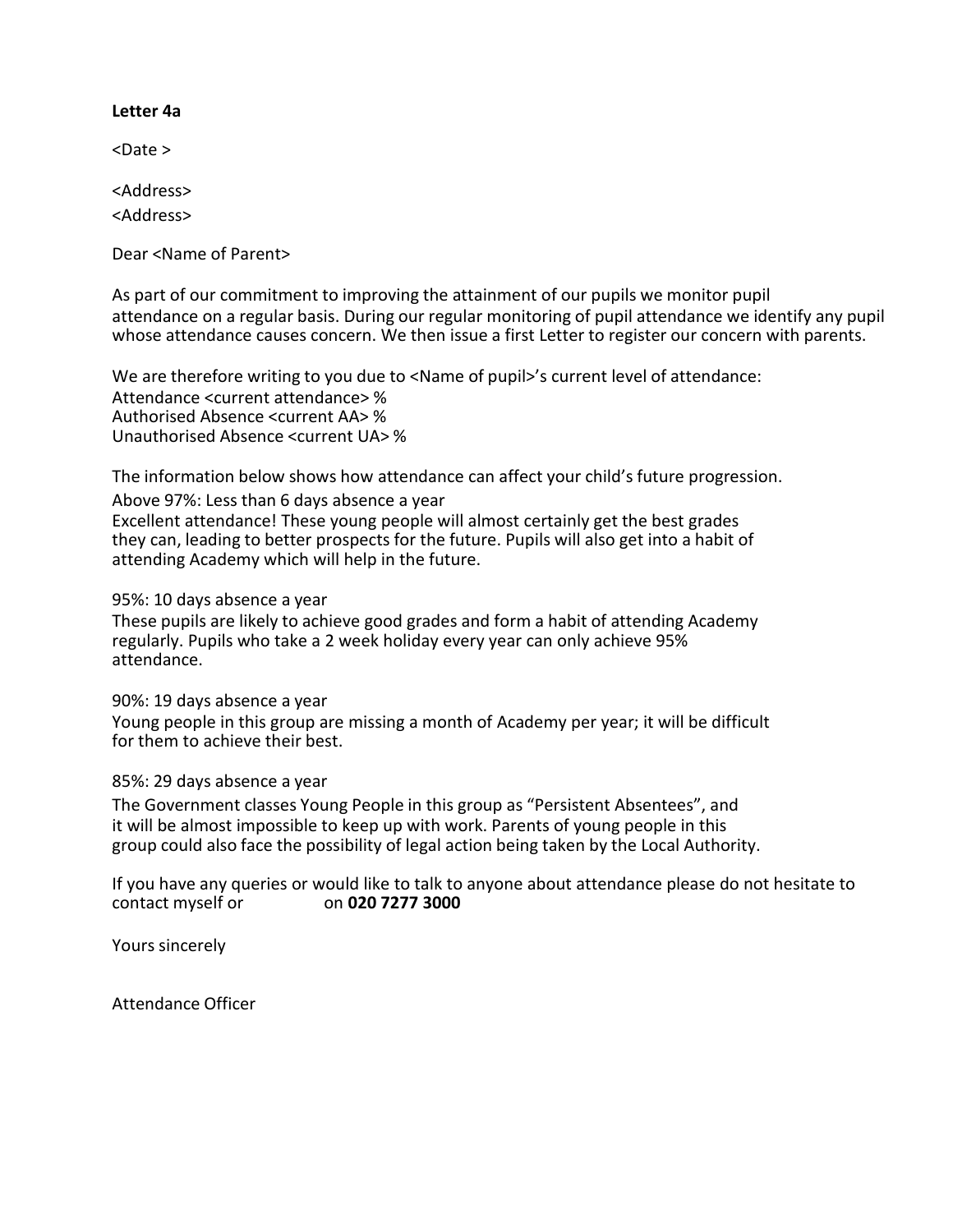**Letter 4a**

<Date >

<Address>
<Address>

Dear <Name of Parent>

As part of our commitment to improving the attainment of our pupils we monitor pupil attendance on a regular basis. During our regular monitoring of pupil attendance we identify any pupil whose attendance causes concern. We then issue a first Letter to register our concern with parents.

We are therefore writing to you due to <Name of pupil>'s current level of attendance:
Attendance <current attendance> %
Authorised Absence <current AA> %
Unauthorised Absence <current UA> %

The information below shows how attendance can affect your child's future progression.

Above 97%: Less than 6 days absence a year
Excellent attendance! These young people will almost certainly get the best grades they can, leading to better prospects for the future. Pupils will also get into a habit of attending Academy which will help in the future.

95%: 10 days absence a year
These pupils are likely to achieve good grades and form a habit of attending Academy regularly. Pupils who take a 2 week holiday every year can only achieve 95% attendance.

90%: 19 days absence a year
Young people in this group are missing a month of Academy per year; it will be difficult for them to achieve their best.

85%: 29 days absence a year
The Government classes Young People in this group as "Persistent Absentees", and it will be almost impossible to keep up with work. Parents of young people in this group could also face the possibility of legal action being taken by the Local Authority.

If you have any queries or would like to talk to anyone about attendance please do not hesitate to contact myself or on **020 7277 3000**

Yours sincerely

Attendance Officer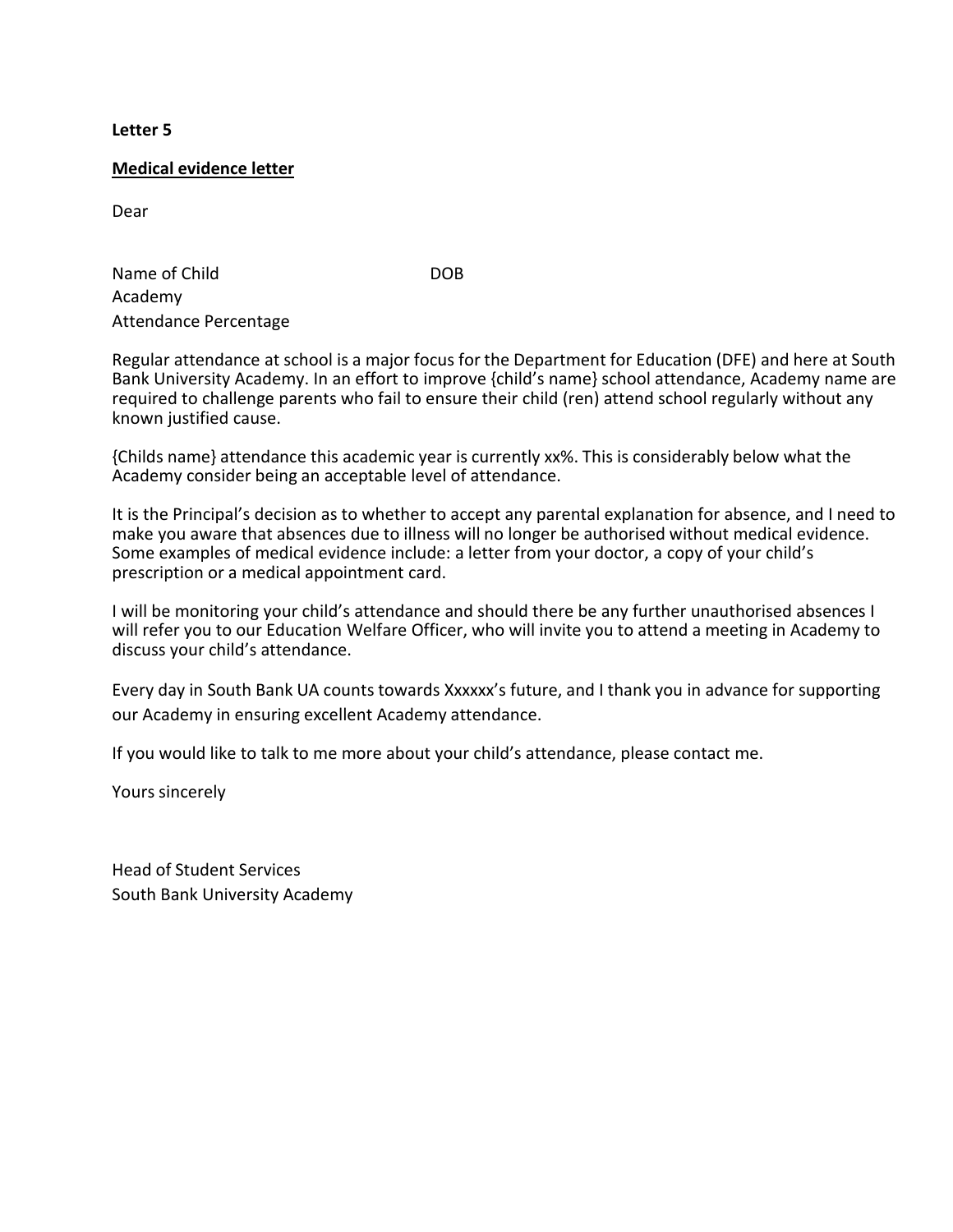**Letter 5**

**Medical evidence letter**

Dear

Name of Child DOB  
Academy  
Attendance Percentage

Regular attendance at school is a major focus for the Department for Education (DFE) and here at South Bank University Academy. In an effort to improve {child's name} school attendance, Academy name are required to challenge parents who fail to ensure their child (ren) attend school regularly without any known justified cause.

{Childs name} attendance this academic year is currently xx%. This is considerably below what the Academy consider being an acceptable level of attendance.

It is the Principal's decision as to whether to accept any parental explanation for absence, and I need to make you aware that absences due to illness will no longer be authorised without medical evidence. Some examples of medical evidence include: a letter from your doctor, a copy of your child's prescription or a medical appointment card.

I will be monitoring your child's attendance and should there be any further unauthorised absences I will refer you to our Education Welfare Officer, who will invite you to attend a meeting in Academy to discuss your child's attendance.

Every day in South Bank UA counts towards Xxxxxx's future, and I thank you in advance for supporting our Academy in ensuring excellent Academy attendance.

If you would like to talk to me more about your child's attendance, please contact me.

Yours sincerely

Head of Student Services  
South Bank University Academy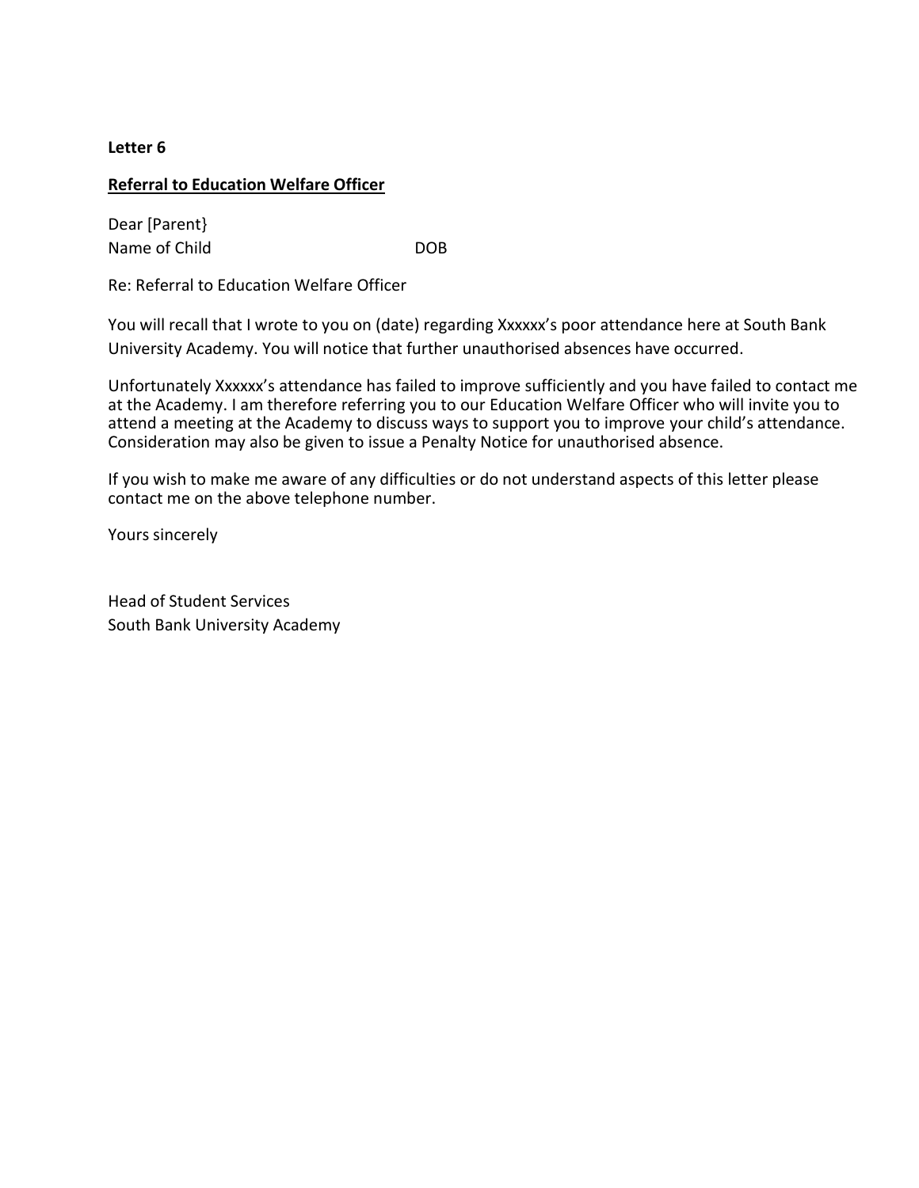**Letter 6**

**<u>Referral to Education Welfare Officer</u>**

Dear [Parent}
Name of Child DOB

Re: Referral to Education Welfare Officer

You will recall that I wrote to you on (date) regarding Xxxxxx's poor attendance here at South Bank University Academy. You will notice that further unauthorised absences have occurred.

Unfortunately Xxxxxx's attendance has failed to improve sufficiently and you have failed to contact me at the Academy. I am therefore referring you to our Education Welfare Officer who will invite you to attend a meeting at the Academy to discuss ways to support you to improve your child's attendance. Consideration may also be given to issue a Penalty Notice for unauthorised absence.

If you wish to make me aware of any difficulties or do not understand aspects of this letter please contact me on the above telephone number.

Yours sincerely

Head of Student Services
South Bank University Academy